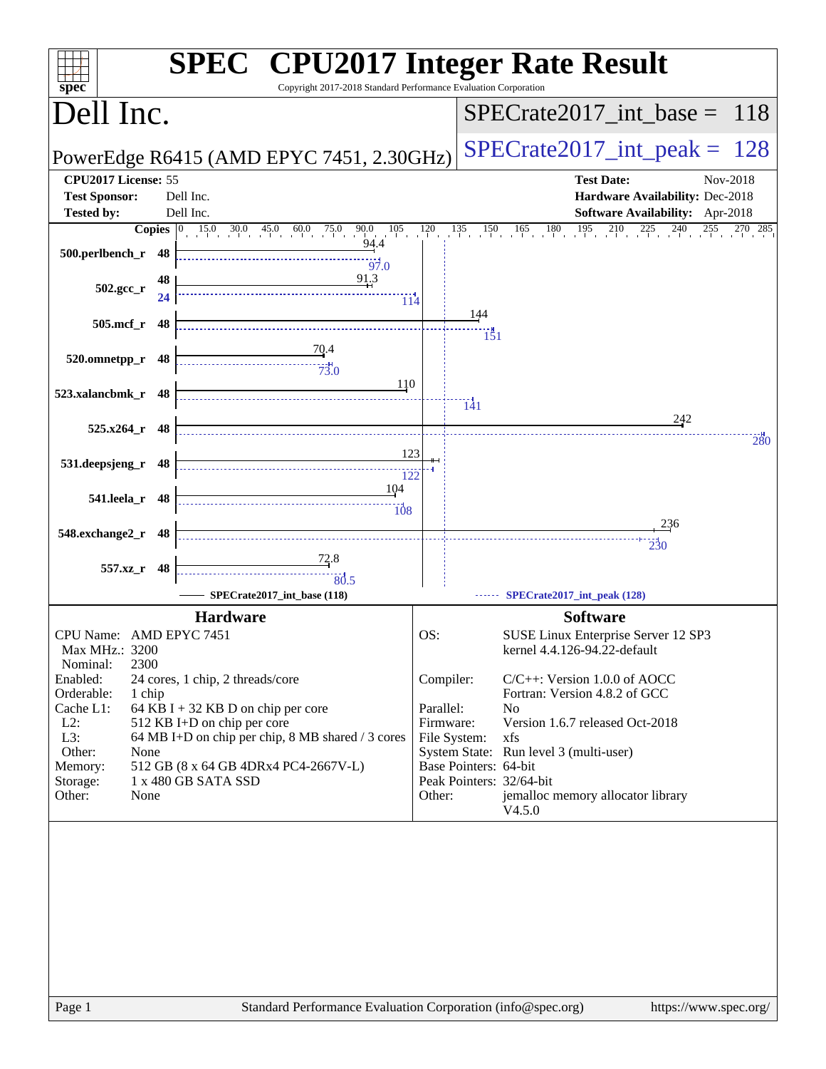# SPEC CPU2017 Integer Rate Result

Copyright 2017-2018 Standard Performance Evaluation Corporation

## Dell Inc.

**PowerEdge R6415 (AMD EPYC 7451, 2.30GHz)**

SPECrate2017_int_base = 118

SPECrate2017_int_peak = 128

**CPU2017 License:** 55
**Test Sponsor:** Dell Inc.
**Tested by:** Dell Inc.

**Test Date:** Nov-2018
**Hardware Availability:** Dec-2018
**Software Availability:** Apr-2018

| Benchmark | Copies | Base | Peak |
|---|---|---|---|
| 500.perlbench_r | 48 | 94.4 | 97.0 |
| 502.gcc_r | 48 (base) / 24 (peak) | 91.3 | 114 |
| 505.mcf_r | 48 | 144 | 151 |
| 520.omnetpp_r | 48 | 70.4 | 73.0 |
| 523.xalancbmk_r | 48 | 110 | 141 |
| 525.x264_r | 48 | 242 | 280 |
| 531.deepsjeng_r | 48 | 123 | 122 |
| 541.leela_r | 48 | 104 | 108 |
| 548.exchange2_r | 48 | 236 | 230 |
| 557.xz_r | 48 | 72.8 | 80.5 |

SPECrate2017_int_base (118) — SPECrate2017_int_peak (128)

### Hardware

| | |
|---|---|
| CPU Name: | AMD EPYC 7451 |
| Max MHz.: | 3200 |
| Nominal: | 2300 |
| Enabled: | 24 cores, 1 chip, 2 threads/core |
| Orderable: | 1 chip |
| Cache L1: | 64 KB I + 32 KB D on chip per core |
| L2: | 512 KB I+D on chip per core |
| L3: | 64 MB I+D on chip per chip, 8 MB shared / 3 cores |
| Other: | None |
| Memory: | 512 GB (8 x 64 GB 4DRx4 PC4-2667V-L) |
| Storage: | 1 x 480 GB SATA SSD |
| Other: | None |

### Software

| | |
|---|---|
| OS: | SUSE Linux Enterprise Server 12 SP3 kernel 4.4.126-94.22-default |
| Compiler: | C/C++: Version 1.0.0 of AOCC; Fortran: Version 4.8.2 of GCC |
| Parallel: | No |
| Firmware: | Version 1.6.7 released Oct-2018 |
| File System: | xfs |
| System State: | Run level 3 (multi-user) |
| Base Pointers: | 64-bit |
| Peak Pointers: | 32/64-bit |
| Other: | jemalloc memory allocator library V4.5.0 |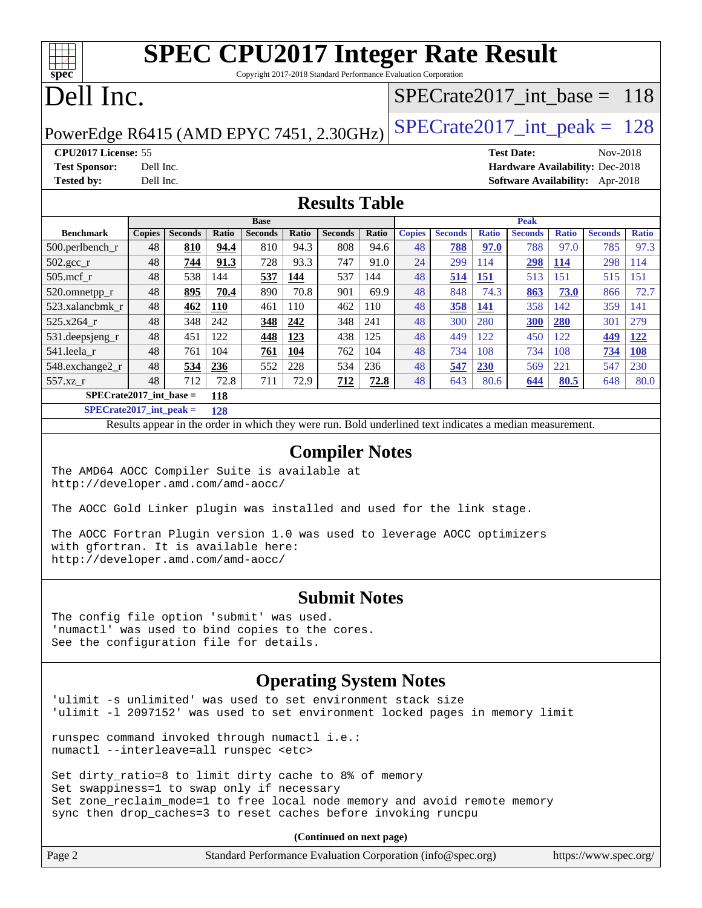# SPEC CPU2017 Integer Rate Result

Copyright 2017-2018 Standard Performance Evaluation Corporation

# Dell Inc.

PowerEdge R6415 (AMD EPYC 7451, 2.30GHz)

SPECrate2017_int_base = 118

SPECrate2017_int_peak = 128

**CPU2017 License:** 55
**Test Sponsor:** Dell Inc.
**Tested by:** Dell Inc.

**Test Date:** Nov-2018
**Hardware Availability:** Dec-2018
**Software Availability:** Apr-2018

## Results Table

| | Base | | | | | | | Peak | | | | | | |
|---|---|---|---|---|---|---|---|---|---|---|---|---|---|---|
| **Benchmark** | **Copies** | **Seconds** | **Ratio** | **Seconds** | **Ratio** | **Seconds** | **Ratio** | **Copies** | **Seconds** | **Ratio** | **Seconds** | **Ratio** | **Seconds** | **Ratio** |
| 500.perlbench_r | 48 | **810** | **94.4** | 810 | 94.3 | 808 | 94.6 | 48 | **788** | **97.0** | 788 | 97.0 | 785 | 97.3 |
| 502.gcc_r | 48 | **744** | **91.3** | 728 | 93.3 | 747 | 91.0 | 24 | 299 | 114 | **298** | **114** | 298 | 114 |
| 505.mcf_r | 48 | 538 | 144 | **537** | **144** | 537 | 144 | 48 | **514** | **151** | 513 | 151 | 515 | 151 |
| 520.omnetpp_r | 48 | **895** | **70.4** | 890 | 70.8 | 901 | 69.9 | 48 | 848 | 74.3 | **863** | **73.0** | 866 | 72.7 |
| 523.xalancbmk_r | 48 | **462** | **110** | 461 | 110 | 462 | 110 | 48 | **358** | **141** | 358 | 142 | 359 | 141 |
| 525.x264_r | 48 | 348 | 242 | **348** | **242** | 348 | 241 | 48 | 300 | 280 | **300** | **280** | 301 | 279 |
| 531.deepsjeng_r | 48 | 451 | 122 | **448** | **123** | 438 | 125 | 48 | 449 | 122 | 450 | 122 | **449** | **122** |
| 541.leela_r | 48 | 761 | 104 | **761** | **104** | 762 | 104 | 48 | 734 | 108 | 734 | 108 | **734** | **108** |
| 548.exchange2_r | 48 | **534** | **236** | 552 | 228 | 534 | 236 | 48 | **547** | **230** | 569 | 221 | 547 | 230 |
| 557.xz_r | 48 | 712 | 72.8 | 711 | 72.9 | **712** | **72.8** | 48 | 643 | 80.6 | **644** | **80.5** | 648 | 80.0 |

**SPECrate2017_int_base = 118**

**SPECrate2017_int_peak = 128**

Results appear in the order in which they were run. Bold underlined text indicates a median measurement.

## Compiler Notes

```
The AMD64 AOCC Compiler Suite is available at
http://developer.amd.com/amd-aocc/

The AOCC Gold Linker plugin was installed and used for the link stage.

The AOCC Fortran Plugin version 1.0 was used to leverage AOCC optimizers
with gfortran. It is available here:
http://developer.amd.com/amd-aocc/
```

## Submit Notes

```
The config file option 'submit' was used.
'numactl' was used to bind copies to the cores.
See the configuration file for details.
```

## Operating System Notes

```
'ulimit -s unlimited' was used to set environment stack size
'ulimit -l 2097152' was used to set environment locked pages in memory limit

runspec command invoked through numactl i.e.:
numactl --interleave=all runspec <etc>

Set dirty_ratio=8 to limit dirty cache to 8% of memory
Set swappiness=1 to swap only if necessary
Set zone_reclaim_mode=1 to free local node memory and avoid remote memory
sync then drop_caches=3 to reset caches before invoking runcpu
```

**(Continued on next page)**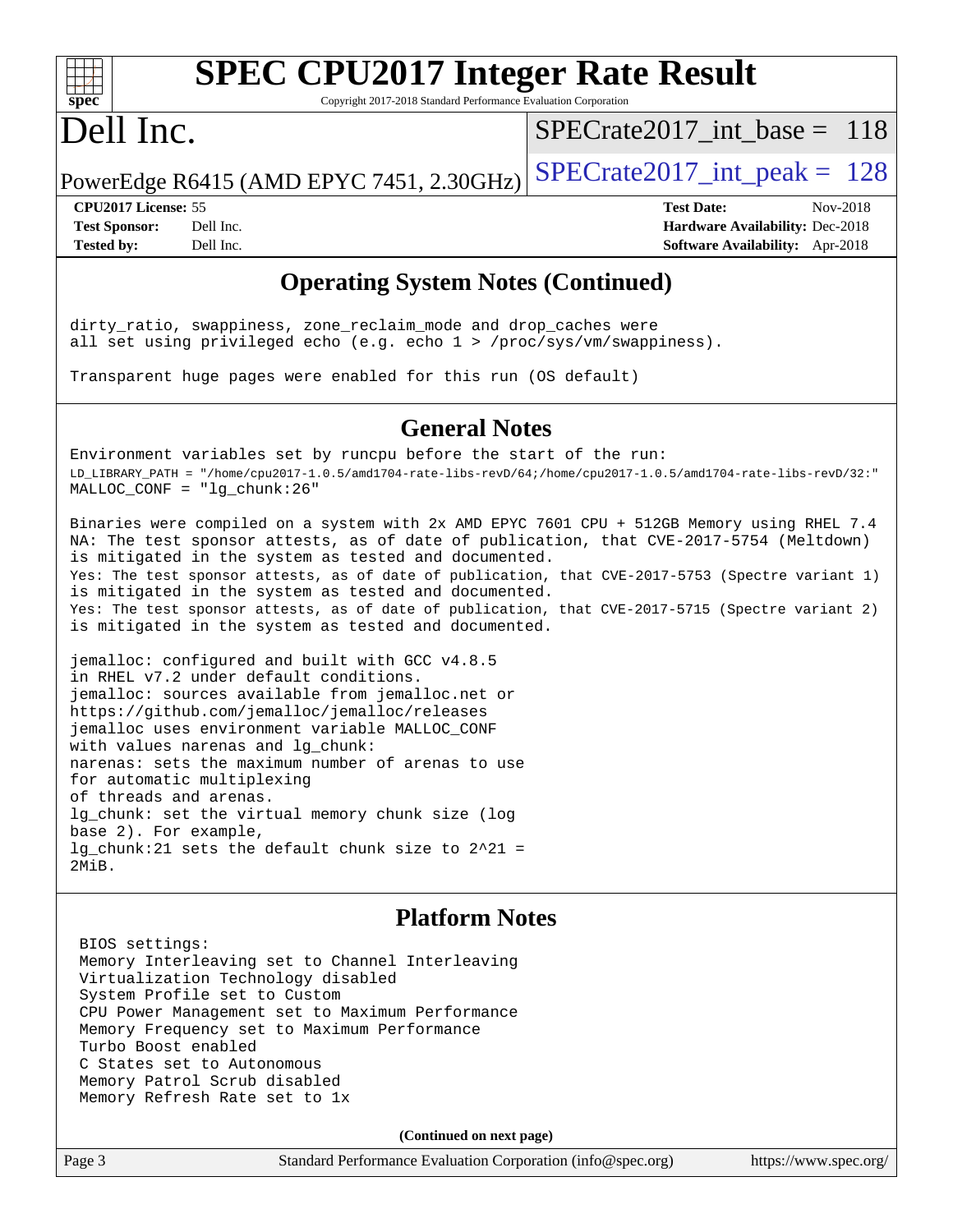## Operating System Notes (Continued)

```
dirty_ratio, swappiness, zone_reclaim_mode and drop_caches were
all set using privileged echo (e.g. echo 1 > /proc/sys/vm/swappiness).

Transparent huge pages were enabled for this run (OS default)
```

## General Notes

```
Environment variables set by runcpu before the start of the run:
LD_LIBRARY_PATH = "/home/cpu2017-1.0.5/amd1704-rate-libs-revD/64;/home/cpu2017-1.0.5/amd1704-rate-libs-revD/32:"
MALLOC_CONF = "lg_chunk:26"

Binaries were compiled on a system with 2x AMD EPYC 7601 CPU + 512GB Memory using RHEL 7.4
NA: The test sponsor attests, as of date of publication, that CVE-2017-5754 (Meltdown)
is mitigated in the system as tested and documented.
Yes: The test sponsor attests, as of date of publication, that CVE-2017-5753 (Spectre variant 1)
is mitigated in the system as tested and documented.
Yes: The test sponsor attests, as of date of publication, that CVE-2017-5715 (Spectre variant 2)
is mitigated in the system as tested and documented.

jemalloc: configured and built with GCC v4.8.5
in RHEL v7.2 under default conditions.
jemalloc: sources available from jemalloc.net or
https://github.com/jemalloc/jemalloc/releases
jemalloc uses environment variable MALLOC_CONF
with values narenas and lg_chunk:
narenas: sets the maximum number of arenas to use
for automatic multiplexing
of threads and arenas.
lg_chunk: set the virtual memory chunk size (log
base 2). For example,
lg_chunk:21 sets the default chunk size to 2^21 =
2MiB.
```

## Platform Notes

```
BIOS settings:
Memory Interleaving set to Channel Interleaving
Virtualization Technology disabled
System Profile set to Custom
CPU Power Management set to Maximum Performance
Memory Frequency set to Maximum Performance
Turbo Boost enabled
C States set to Autonomous
Memory Patrol Scrub disabled
Memory Refresh Rate set to 1x
```

**(Continued on next page)**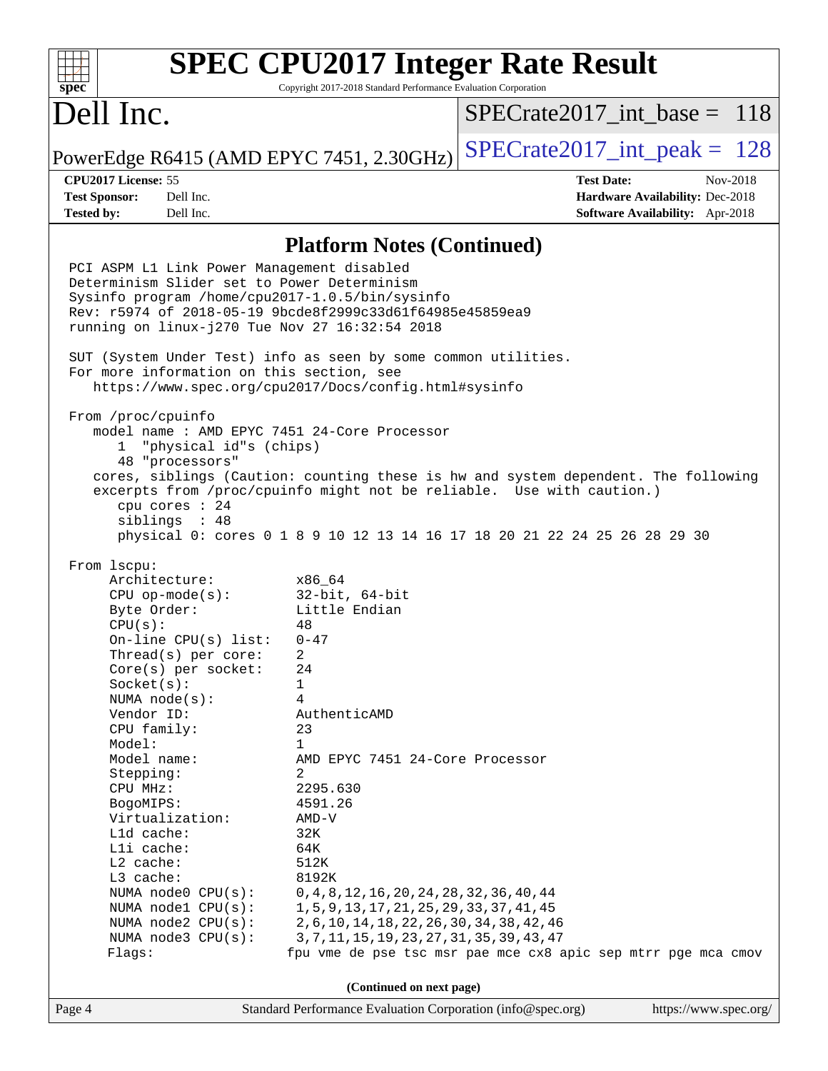# SPEC CPU2017 Integer Rate Result

Copyright 2017-2018 Standard Performance Evaluation Corporation

# Dell Inc.

PowerEdge R6415 (AMD EPYC 7451, 2.30GHz)

SPECrate2017_int_base = 118

SPECrate2017_int_peak = 128

**CPU2017 License:** 55
**Test Sponsor:** Dell Inc.
**Tested by:** Dell Inc.

**Test Date:** Nov-2018
**Hardware Availability:** Dec-2018
**Software Availability:** Apr-2018

## Platform Notes (Continued)

```
PCI ASPM L1 Link Power Management disabled
Determinism Slider set to Power Determinism
Sysinfo program /home/cpu2017-1.0.5/bin/sysinfo
Rev: r5974 of 2018-05-19 9bcde8f2999c33d61f64985e45859ea9
running on linux-j270 Tue Nov 27 16:32:54 2018

SUT (System Under Test) info as seen by some common utilities.
For more information on this section, see
   https://www.spec.org/cpu2017/Docs/config.html#sysinfo

From /proc/cpuinfo
   model name : AMD EPYC 7451 24-Core Processor
      1  "physical id"s (chips)
      48 "processors"
   cores, siblings (Caution: counting these is hw and system dependent. The following
   excerpts from /proc/cpuinfo might not be reliable.  Use with caution.)
      cpu cores : 24
      siblings  : 48
      physical 0: cores 0 1 8 9 10 12 13 14 16 17 18 20 21 22 24 25 26 28 29 30

From lscpu:
     Architecture:          x86_64
     CPU op-mode(s):        32-bit, 64-bit
     Byte Order:            Little Endian
     CPU(s):                48
     On-line CPU(s) list:   0-47
     Thread(s) per core:    2
     Core(s) per socket:    24
     Socket(s):             1
     NUMA node(s):          4
     Vendor ID:             AuthenticAMD
     CPU family:            23
     Model:                 1
     Model name:            AMD EPYC 7451 24-Core Processor
     Stepping:              2
     CPU MHz:               2295.630
     BogoMIPS:              4591.26
     Virtualization:        AMD-V
     L1d cache:             32K
     L1i cache:             64K
     L2 cache:              512K
     L3 cache:              8192K
     NUMA node0 CPU(s):     0,4,8,12,16,20,24,28,32,36,40,44
     NUMA node1 CPU(s):     1,5,9,13,17,21,25,29,33,37,41,45
     NUMA node2 CPU(s):     2,6,10,14,18,22,26,30,34,38,42,46
     NUMA node3 CPU(s):     3,7,11,15,19,23,27,31,35,39,43,47
     Flags:                fpu vme de pse tsc msr pae mce cx8 apic sep mtrr pge mca cmov
```

(Continued on next page)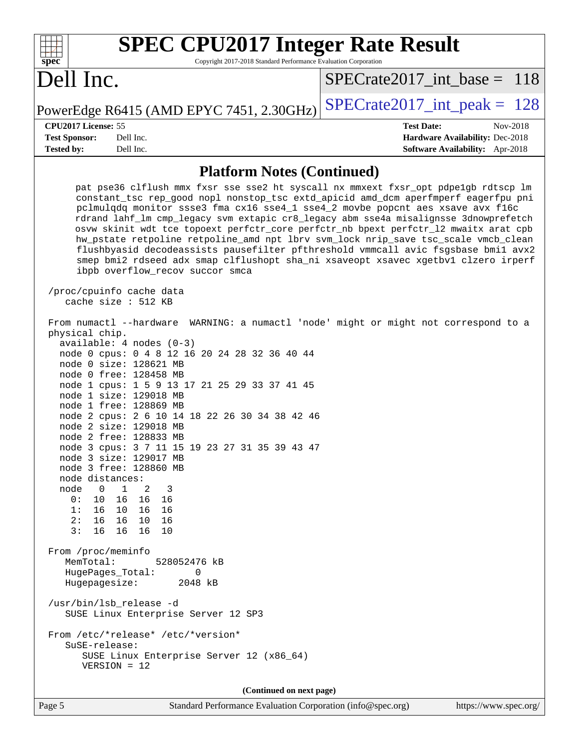## Platform Notes (Continued)

```
     pat pse36 clflush mmx fxsr sse sse2 ht syscall nx mmxext fxsr_opt pdpe1gb rdtscp lm
     constant_tsc rep_good nopl nonstop_tsc extd_apicid amd_dcm aperfmperf eagerfpu pni
     pclmulqdq monitor ssse3 fma cx16 sse4_1 sse4_2 movbe popcnt aes xsave avx f16c
     rdrand lahf_lm cmp_legacy svm extapic cr8_legacy abm sse4a misalignsse 3dnowprefetch
     osvw skinit wdt tce topoext perfctr_core perfctr_nb bpext perfctr_l2 mwaitx arat cpb
     hw_pstate retpoline retpoline_amd npt lbrv svm_lock nrip_save tsc_scale vmcb_clean
     flushbyasid decodeassists pausefilter pfthreshold vmmcall avic fsgsbase bmi1 avx2
     smep bmi2 rdseed adx smap clflushopt sha_ni xsaveopt xsavec xgetbv1 clzero irperf
     ibpb overflow_recov succor smca

 /proc/cpuinfo cache data
    cache size : 512 KB

 From numactl --hardware  WARNING: a numactl 'node' might or might not correspond to a
 physical chip.
   available: 4 nodes (0-3)
   node 0 cpus: 0 4 8 12 16 20 24 28 32 36 40 44
   node 0 size: 128621 MB
   node 0 free: 128458 MB
   node 1 cpus: 1 5 9 13 17 21 25 29 33 37 41 45
   node 1 size: 129018 MB
   node 1 free: 128869 MB
   node 2 cpus: 2 6 10 14 18 22 26 30 34 38 42 46
   node 2 size: 129018 MB
   node 2 free: 128833 MB
   node 3 cpus: 3 7 11 15 19 23 27 31 35 39 43 47
   node 3 size: 129017 MB
   node 3 free: 128860 MB
   node distances:
   node   0   1   2   3
     0:  10  16  16  16
     1:  16  10  16  16
     2:  16  16  10  16
     3:  16  16  16  10

 From /proc/meminfo
    MemTotal:       528052476 kB
    HugePages_Total:       0
    Hugepagesize:       2048 kB

 /usr/bin/lsb_release -d
    SUSE Linux Enterprise Server 12 SP3

 From /etc/*release* /etc/*version*
    SuSE-release:
       SUSE Linux Enterprise Server 12 (x86_64)
       VERSION = 12
```

**(Continued on next page)**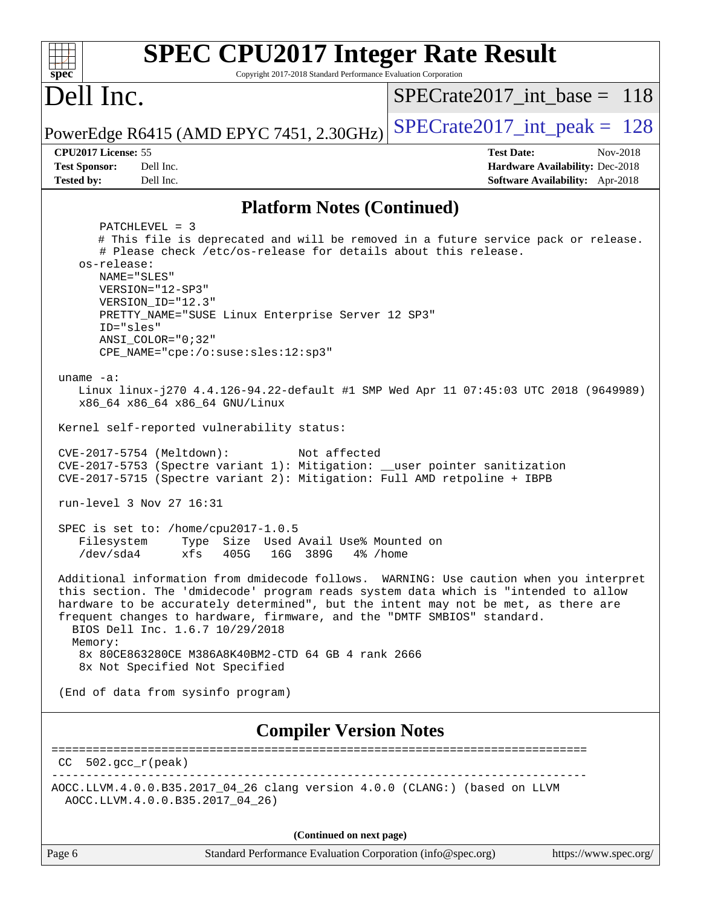## Platform Notes (Continued)

```
       PATCHLEVEL = 3
       # This file is deprecated and will be removed in a future service pack or release.
       # Please check /etc/os-release for details about this release.
    os-release:
       NAME="SLES"
       VERSION="12-SP3"
       VERSION_ID="12.3"
       PRETTY_NAME="SUSE Linux Enterprise Server 12 SP3"
       ID="sles"
       ANSI_COLOR="0;32"
       CPE_NAME="cpe:/o:suse:sles:12:sp3"

 uname -a:
    Linux linux-j270 4.4.126-94.22-default #1 SMP Wed Apr 11 07:45:03 UTC 2018 (9649989)
    x86_64 x86_64 x86_64 GNU/Linux

 Kernel self-reported vulnerability status:

 CVE-2017-5754 (Meltdown):          Not affected
 CVE-2017-5753 (Spectre variant 1): Mitigation: __user pointer sanitization
 CVE-2017-5715 (Spectre variant 2): Mitigation: Full AMD retpoline + IBPB

 run-level 3 Nov 27 16:31

 SPEC is set to: /home/cpu2017-1.0.5
    Filesystem     Type  Size  Used Avail Use% Mounted on
    /dev/sda4      xfs   405G   16G  389G   4% /home

 Additional information from dmidecode follows.  WARNING: Use caution when you interpret
 this section. The 'dmidecode' program reads system data which is "intended to allow
 hardware to be accurately determined", but the intent may not be met, as there are
 frequent changes to hardware, firmware, and the "DMTF SMBIOS" standard.
   BIOS Dell Inc. 1.6.7 10/29/2018
   Memory:
    8x 80CE863280CE M386A8K40BM2-CTD 64 GB 4 rank 2666
    8x Not Specified Not Specified

 (End of data from sysinfo program)
```

## Compiler Version Notes

```
==============================================================================
 CC  502.gcc_r(peak)
------------------------------------------------------------------------------
AOCC.LLVM.4.0.0.B35.2017_04_26 clang version 4.0.0 (CLANG:) (based on LLVM
  AOCC.LLVM.4.0.0.B35.2017_04_26)
```

(Continued on next page)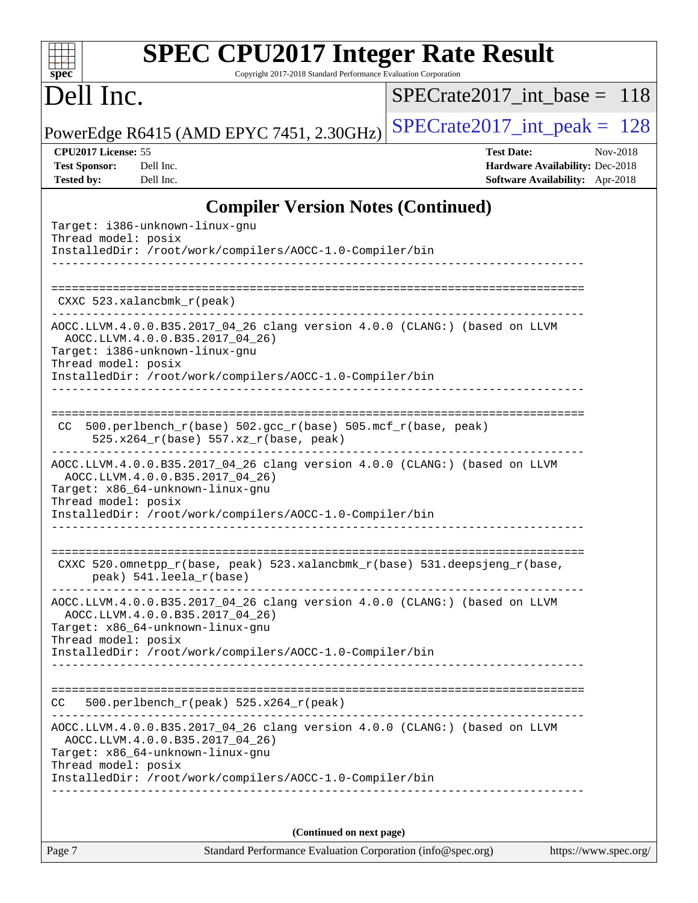## Compiler Version Notes (Continued)

```
Target: i386-unknown-linux-gnu
Thread model: posix
InstalledDir: /root/work/compilers/AOCC-1.0-Compiler/bin
------------------------------------------------------------------------------

==============================================================================
 CXXC 523.xalancbmk_r(peak)
------------------------------------------------------------------------------
AOCC.LLVM.4.0.0.B35.2017_04_26 clang version 4.0.0 (CLANG:) (based on LLVM
  AOCC.LLVM.4.0.0.B35.2017_04_26)
Target: i386-unknown-linux-gnu
Thread model: posix
InstalledDir: /root/work/compilers/AOCC-1.0-Compiler/bin
------------------------------------------------------------------------------

==============================================================================
 CC  500.perlbench_r(base) 502.gcc_r(base) 505.mcf_r(base, peak)
      525.x264_r(base) 557.xz_r(base, peak)
------------------------------------------------------------------------------
AOCC.LLVM.4.0.0.B35.2017_04_26 clang version 4.0.0 (CLANG:) (based on LLVM
  AOCC.LLVM.4.0.0.B35.2017_04_26)
Target: x86_64-unknown-linux-gnu
Thread model: posix
InstalledDir: /root/work/compilers/AOCC-1.0-Compiler/bin
------------------------------------------------------------------------------

==============================================================================
 CXXC 520.omnetpp_r(base, peak) 523.xalancbmk_r(base) 531.deepsjeng_r(base,
      peak) 541.leela_r(base)
------------------------------------------------------------------------------
AOCC.LLVM.4.0.0.B35.2017_04_26 clang version 4.0.0 (CLANG:) (based on LLVM
  AOCC.LLVM.4.0.0.B35.2017_04_26)
Target: x86_64-unknown-linux-gnu
Thread model: posix
InstalledDir: /root/work/compilers/AOCC-1.0-Compiler/bin
------------------------------------------------------------------------------

==============================================================================
CC   500.perlbench_r(peak) 525.x264_r(peak)
------------------------------------------------------------------------------
AOCC.LLVM.4.0.0.B35.2017_04_26 clang version 4.0.0 (CLANG:) (based on LLVM
  AOCC.LLVM.4.0.0.B35.2017_04_26)
Target: x86_64-unknown-linux-gnu
Thread model: posix
InstalledDir: /root/work/compilers/AOCC-1.0-Compiler/bin
------------------------------------------------------------------------------
```

**(Continued on next page)**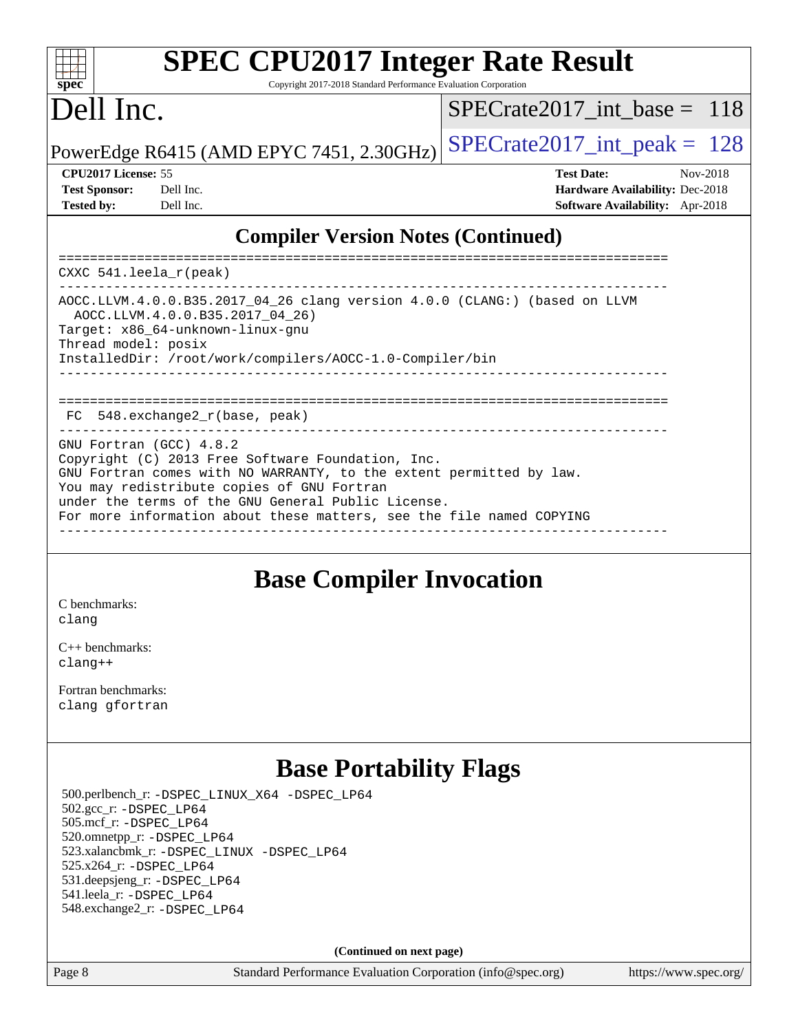## Compiler Version Notes (Continued)

```
==============================================================================
CXXC 541.leela_r(peak)
------------------------------------------------------------------------------
AOCC.LLVM.4.0.0.B35.2017_04_26 clang version 4.0.0 (CLANG:) (based on LLVM
  AOCC.LLVM.4.0.0.B35.2017_04_26)
Target: x86_64-unknown-linux-gnu
Thread model: posix
InstalledDir: /root/work/compilers/AOCC-1.0-Compiler/bin
------------------------------------------------------------------------------

==============================================================================
 FC  548.exchange2_r(base, peak)
------------------------------------------------------------------------------
GNU Fortran (GCC) 4.8.2
Copyright (C) 2013 Free Software Foundation, Inc.
GNU Fortran comes with NO WARRANTY, to the extent permitted by law.
You may redistribute copies of GNU Fortran
under the terms of the GNU General Public License.
For more information about these matters, see the file named COPYING
------------------------------------------------------------------------------
```

## Base Compiler Invocation

C benchmarks:
clang

C++ benchmarks:
clang++

Fortran benchmarks:
clang gfortran

## Base Portability Flags

500.perlbench_r: -DSPEC_LINUX_X64 -DSPEC_LP64
502.gcc_r: -DSPEC_LP64
505.mcf_r: -DSPEC_LP64
520.omnetpp_r: -DSPEC_LP64
523.xalancbmk_r: -DSPEC_LINUX -DSPEC_LP64
525.x264_r: -DSPEC_LP64
531.deepsjeng_r: -DSPEC_LP64
541.leela_r: -DSPEC_LP64
548.exchange2_r: -DSPEC_LP64

**(Continued on next page)**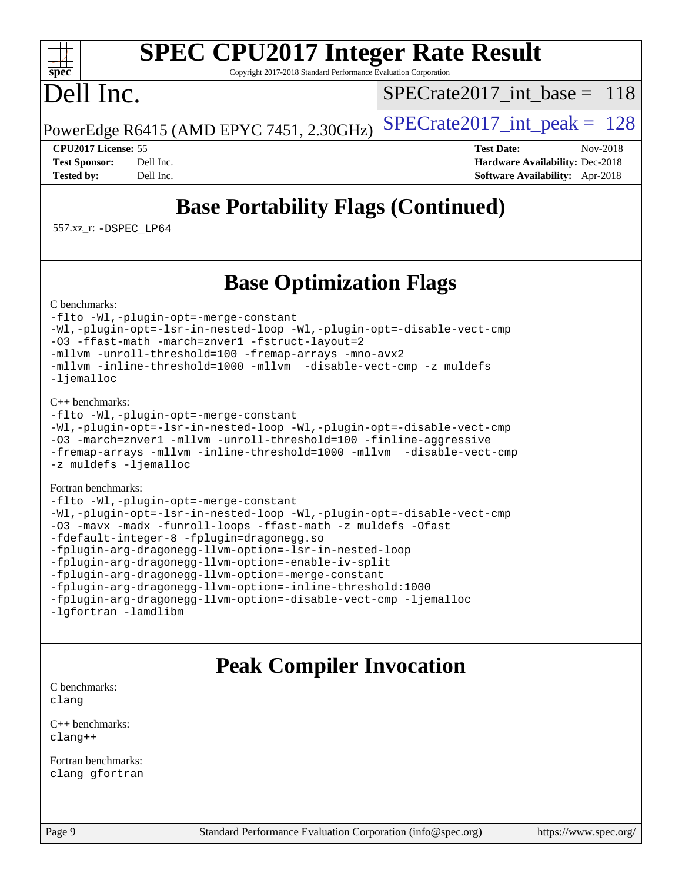## Base Portability Flags (Continued)

557.xz_r: `-DSPEC_LP64`

## Base Optimization Flags

C benchmarks:

```
-flto -Wl,-plugin-opt=-merge-constant
-Wl,-plugin-opt=-lsr-in-nested-loop -Wl,-plugin-opt=-disable-vect-cmp
-O3 -ffast-math -march=znver1 -fstruct-layout=2
-mllvm -unroll-threshold=100 -fremap-arrays -mno-avx2
-mllvm -inline-threshold=1000 -mllvm  -disable-vect-cmp -z muldefs
-ljemalloc
```

C++ benchmarks:

```
-flto -Wl,-plugin-opt=-merge-constant
-Wl,-plugin-opt=-lsr-in-nested-loop -Wl,-plugin-opt=-disable-vect-cmp
-O3 -march=znver1 -mllvm -unroll-threshold=100 -finline-aggressive
-fremap-arrays -mllvm -inline-threshold=1000 -mllvm  -disable-vect-cmp
-z muldefs -ljemalloc
```

Fortran benchmarks:

```
-flto -Wl,-plugin-opt=-merge-constant
-Wl,-plugin-opt=-lsr-in-nested-loop -Wl,-plugin-opt=-disable-vect-cmp
-O3 -mavx -madx -funroll-loops -ffast-math -z muldefs -Ofast
-fdefault-integer-8 -fplugin=dragonegg.so
-fplugin-arg-dragonegg-llvm-option=-lsr-in-nested-loop
-fplugin-arg-dragonegg-llvm-option=-enable-iv-split
-fplugin-arg-dragonegg-llvm-option=-merge-constant
-fplugin-arg-dragonegg-llvm-option=-inline-threshold:1000
-fplugin-arg-dragonegg-llvm-option=-disable-vect-cmp -ljemalloc
-lgfortran -lamdlibm
```

## Peak Compiler Invocation

C benchmarks:
`clang`

C++ benchmarks:
`clang++`

Fortran benchmarks:
`clang gfortran`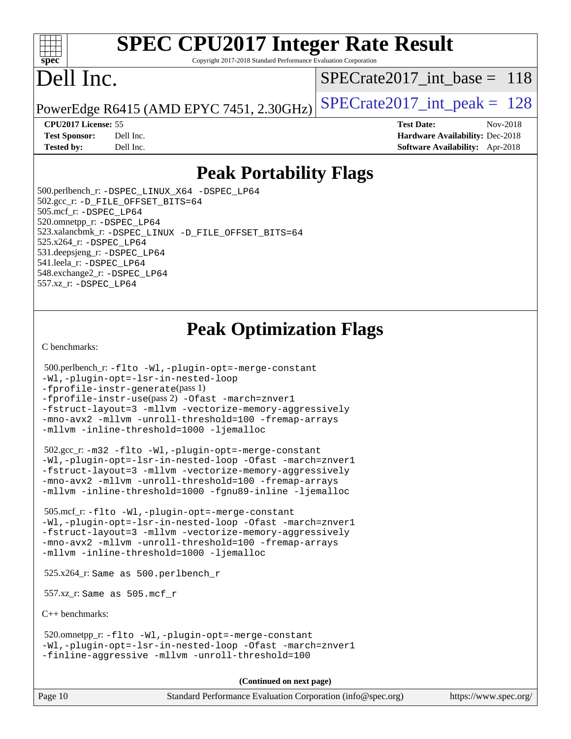# SPEC CPU2017 Integer Rate Result

Copyright 2017-2018 Standard Performance Evaluation Corporation

# Dell Inc.

PowerEdge R6415 (AMD EPYC 7451, 2.30GHz)

SPECrate2017_int_base = 118

SPECrate2017_int_peak = 128

**CPU2017 License:** 55
**Test Sponsor:** Dell Inc.
**Tested by:** Dell Inc.

**Test Date:** Nov-2018
**Hardware Availability:** Dec-2018
**Software Availability:** Apr-2018

## Peak Portability Flags

500.perlbench_r: -DSPEC_LINUX_X64 -DSPEC_LP64
502.gcc_r: -D_FILE_OFFSET_BITS=64
505.mcf_r: -DSPEC_LP64
520.omnetpp_r: -DSPEC_LP64
523.xalancbmk_r: -DSPEC_LINUX -D_FILE_OFFSET_BITS=64
525.x264_r: -DSPEC_LP64
531.deepsjeng_r: -DSPEC_LP64
541.leela_r: -DSPEC_LP64
548.exchange2_r: -DSPEC_LP64
557.xz_r: -DSPEC_LP64

## Peak Optimization Flags

C benchmarks:

500.perlbench_r: -flto -Wl,-plugin-opt=-merge-constant -Wl,-plugin-opt=-lsr-in-nested-loop -fprofile-instr-generate(pass 1) -fprofile-instr-use(pass 2) -Ofast -march=znver1 -fstruct-layout=3 -mllvm -vectorize-memory-aggressively -mno-avx2 -mllvm -unroll-threshold=100 -fremap-arrays -mllvm -inline-threshold=1000 -ljemalloc

502.gcc_r: -m32 -flto -Wl,-plugin-opt=-merge-constant -Wl,-plugin-opt=-lsr-in-nested-loop -Ofast -march=znver1 -fstruct-layout=3 -mllvm -vectorize-memory-aggressively -mno-avx2 -mllvm -unroll-threshold=100 -fremap-arrays -mllvm -inline-threshold=1000 -fgnu89-inline -ljemalloc

505.mcf_r: -flto -Wl,-plugin-opt=-merge-constant -Wl,-plugin-opt=-lsr-in-nested-loop -Ofast -march=znver1 -fstruct-layout=3 -mllvm -vectorize-memory-aggressively -mno-avx2 -mllvm -unroll-threshold=100 -fremap-arrays -mllvm -inline-threshold=1000 -ljemalloc

525.x264_r: Same as 500.perlbench_r

557.xz_r: Same as 505.mcf_r

C++ benchmarks:

520.omnetpp_r: -flto -Wl,-plugin-opt=-merge-constant -Wl,-plugin-opt=-lsr-in-nested-loop -Ofast -march=znver1 -finline-aggressive -mllvm -unroll-threshold=100

(Continued on next page)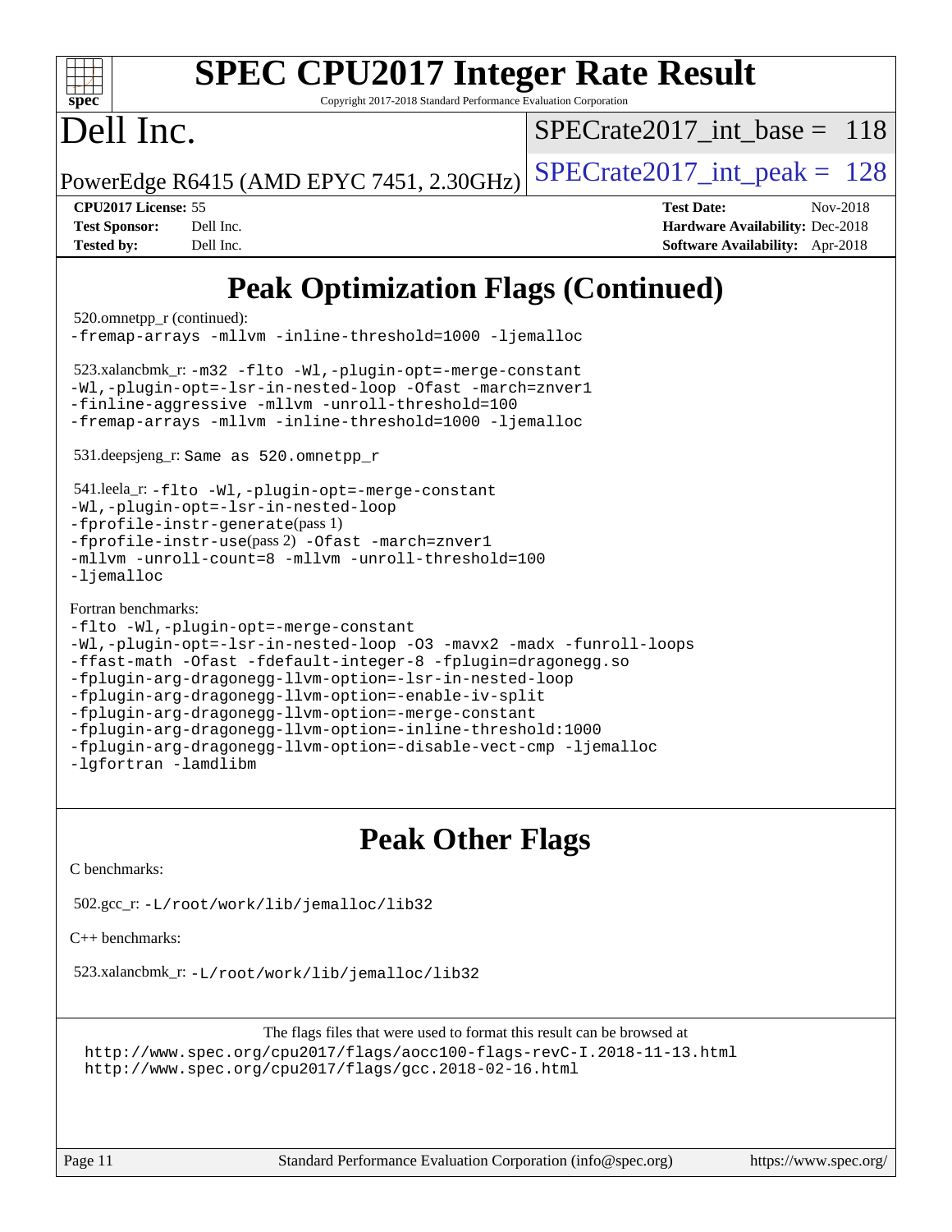# Peak Optimization Flags (Continued)

520.omnetpp_r (continued):
-fremap-arrays -mllvm -inline-threshold=1000 -ljemalloc

523.xalancbmk_r: -m32 -flto -Wl,-plugin-opt=-merge-constant
-Wl,-plugin-opt=-lsr-in-nested-loop -Ofast -march=znver1
-finline-aggressive -mllvm -unroll-threshold=100
-fremap-arrays -mllvm -inline-threshold=1000 -ljemalloc

531.deepsjeng_r: Same as 520.omnetpp_r

541.leela_r: -flto -Wl,-plugin-opt=-merge-constant
-Wl,-plugin-opt=-lsr-in-nested-loop
-fprofile-instr-generate(pass 1)
-fprofile-instr-use(pass 2) -Ofast -march=znver1
-mllvm -unroll-count=8 -mllvm -unroll-threshold=100
-ljemalloc

Fortran benchmarks:
-flto -Wl,-plugin-opt=-merge-constant
-Wl,-plugin-opt=-lsr-in-nested-loop -O3 -mavx2 -madx -funroll-loops
-ffast-math -Ofast -fdefault-integer-8 -fplugin=dragonegg.so
-fplugin-arg-dragonegg-llvm-option=-lsr-in-nested-loop
-fplugin-arg-dragonegg-llvm-option=-enable-iv-split
-fplugin-arg-dragonegg-llvm-option=-merge-constant
-fplugin-arg-dragonegg-llvm-option=-inline-threshold:1000
-fplugin-arg-dragonegg-llvm-option=-disable-vect-cmp -ljemalloc
-lgfortran -lamdlibm

# Peak Other Flags

C benchmarks:

502.gcc_r: -L/root/work/lib/jemalloc/lib32

C++ benchmarks:

523.xalancbmk_r: -L/root/work/lib/jemalloc/lib32

The flags files that were used to format this result can be browsed at
http://www.spec.org/cpu2017/flags/aocc100-flags-revC-I.2018-11-13.html
http://www.spec.org/cpu2017/flags/gcc.2018-02-16.html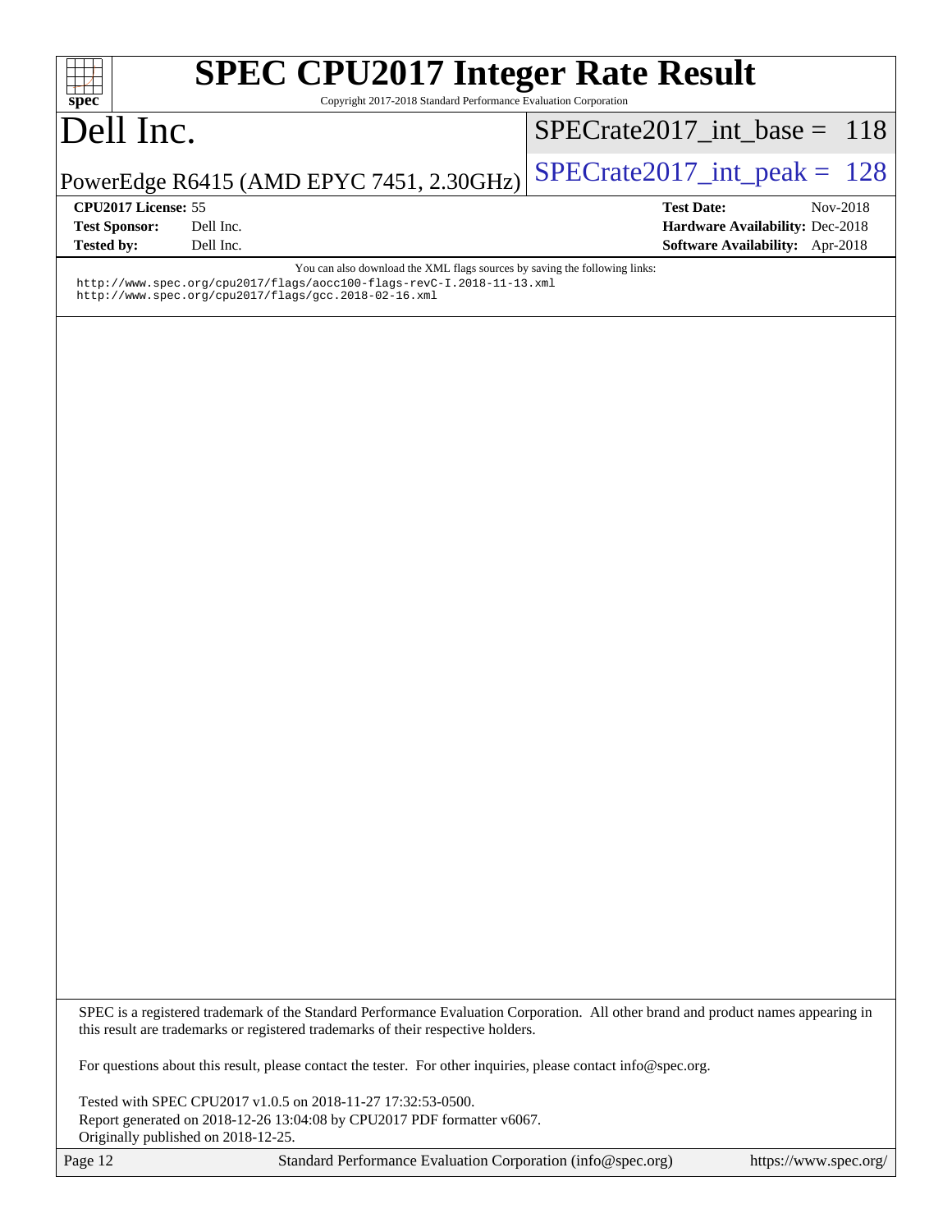# SPEC CPU2017 Integer Rate Result

Copyright 2017-2018 Standard Performance Evaluation Corporation

# Dell Inc.

PowerEdge R6415 (AMD EPYC 7451, 2.30GHz)

SPECrate2017_int_base = 118

SPECrate2017_int_peak = 128

**CPU2017 License:** 55
**Test Sponsor:** Dell Inc.
**Tested by:** Dell Inc.

**Test Date:** Nov-2018
**Hardware Availability:** Dec-2018
**Software Availability:** Apr-2018

You can also download the XML flags sources by saving the following links:

```
http://www.spec.org/cpu2017/flags/aocc100-flags-revC-I.2018-11-13.xml
http://www.spec.org/cpu2017/flags/gcc.2018-02-16.xml
```

SPEC is a registered trademark of the Standard Performance Evaluation Corporation. All other brand and product names appearing in this result are trademarks or registered trademarks of their respective holders.

For questions about this result, please contact the tester. For other inquiries, please contact info@spec.org.

Tested with SPEC CPU2017 v1.0.5 on 2018-11-27 17:32:53-0500.
Report generated on 2018-12-26 13:04:08 by CPU2017 PDF formatter v6067.
Originally published on 2018-12-25.